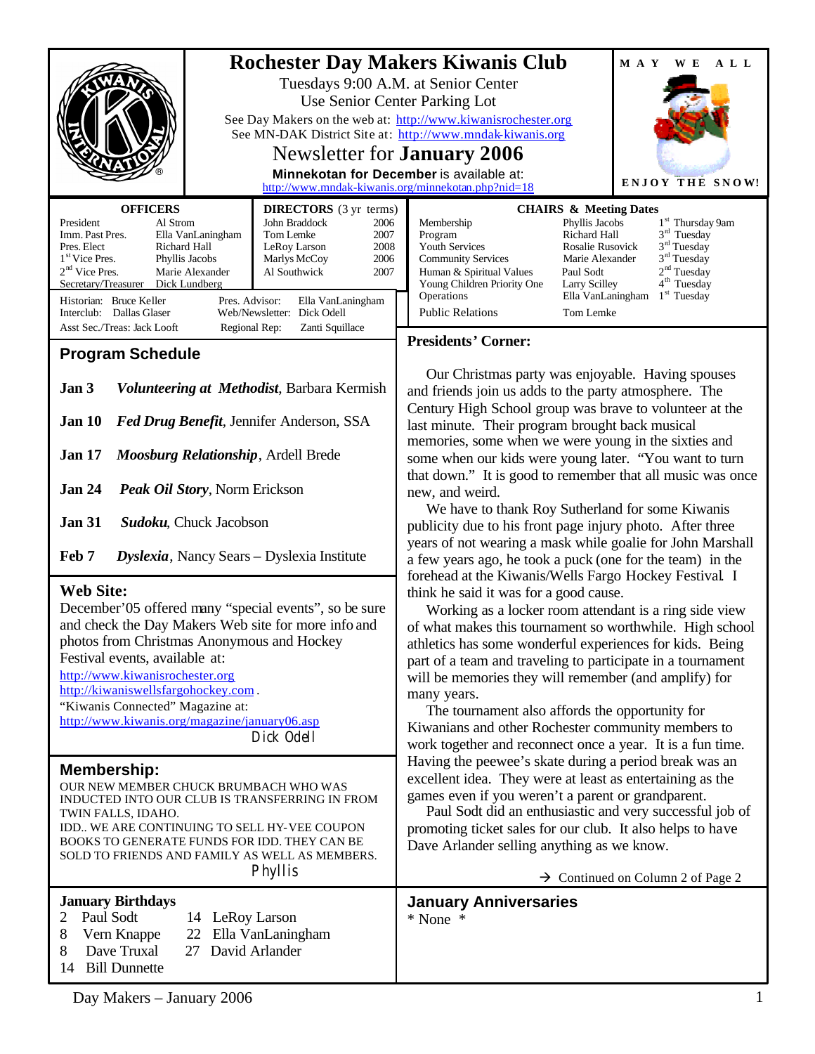# Rochester Day Makers Kiwanis Club

Tuesdays 9:00 A.M. at Senior Center
Use Senior Center Parking Lot
See Day Makers on the web at: http://www.kiwanisrochester.org
See MN-DAK District Site at: http://www.mndak-kiwanis.org

## Newsletter for **January 2006**

**Minnekotan for December** is available at:
http://www.mndak-kiwanis.org/minnekotan.php?nid=18

MAY WE ALL ENJOY THE SNOW!

| OFFICERS | |
|---|---|
| President | Al Strom |
| Imm. Past Pres. | Ella VanLaningham |
| Pres. Elect | Richard Hall |
| 1st Vice Pres. | Phyllis Jacobs |
| 2nd Vice Pres. | Marie Alexander |
| Secretary/Treasurer | Dick Lundberg |

| DIRECTORS (3 yr terms) | |
|---|---|
| John Braddock | 2006 |
| Tom Lemke | 2007 |
| LeRoy Larson | 2008 |
| Marlys McCoy | 2006 |
| Al Southwick | 2007 |

Historian: Bruce Keller — Pres. Advisor: Ella VanLaningham
Interclub: Dallas Glaser — Web/Newsletter: Dick Odell
Asst Sec./Treas: Jack Looft — Regional Rep: Zanti Squillace

| CHAIRS & Meeting Dates | | |
|---|---|---|
| Membership | Phyllis Jacobs | 1st Thursday 9am |
| Program | Richard Hall | 3rd Tuesday |
| Youth Services | Rosalie Rusovick | 3rd Tuesday |
| Community Services | Marie Alexander | 3rd Tuesday |
| Human & Spiritual Values | Paul Sodt | 2nd Tuesday |
| Young Children Priority One | Larry Scilley | 4th Tuesday |
| Operations | Ella VanLaningham | 1st Tuesday |
| Public Relations | Tom Lemke | |

## Program Schedule

**Jan 3** ***Volunteering at Methodist***, Barbara Kermish

**Jan 10** ***Fed Drug Benefit***, Jennifer Anderson, SSA

**Jan 17** ***Moosburg Relationship***, Ardell Brede

**Jan 24** ***Peak Oil Story***, Norm Erickson

**Jan 31** ***Sudoku***, Chuck Jacobson

**Feb 7** ***Dyslexia***, Nancy Sears – Dyslexia Institute

## Web Site:

December'05 offered many "special events", so be sure and check the Day Makers Web site for more info and photos from Christmas Anonymous and Hockey Festival events, available at:
http://www.kiwanisrochester.org
http://kiwaniswellsfargohockey.com.
"Kiwanis Connected" Magazine at:
http://www.kiwanis.org/magazine/january06.asp

Dick Odell

## Membership:

OUR NEW MEMBER CHUCK BRUMBACH WHO WAS INDUCTED INTO OUR CLUB IS TRANSFERRING IN FROM TWIN FALLS, IDAHO.
IDD.. WE ARE CONTINUING TO SELL HY-VEE COUPON BOOKS TO GENERATE FUNDS FOR IDD. THEY CAN BE SOLD TO FRIENDS AND FAMILY AS WELL AS MEMBERS.

Phyllis

## Presidents' Corner:

Our Christmas party was enjoyable. Having spouses and friends join us adds to the party atmosphere. The Century High School group was brave to volunteer at the last minute. Their program brought back musical memories, some when we were young in the sixties and some when our kids were young later. "You want to turn that down." It is good to remember that all music was once new, and weird.

We have to thank Roy Sutherland for some Kiwanis publicity due to his front page injury photo. After three years of not wearing a mask while goalie for John Marshall a few years ago, he took a puck (one for the team) in the forehead at the Kiwanis/Wells Fargo Hockey Festival. I think he said it was for a good cause.

Working as a locker room attendant is a ring side view of what makes this tournament so worthwhile. High school athletics has some wonderful experiences for kids. Being part of a team and traveling to participate in a tournament will be memories they will remember (and amplify) for many years.

The tournament also affords the opportunity for Kiwanians and other Rochester community members to work together and reconnect once a year. It is a fun time. Having the peewee's skate during a period break was an excellent idea. They were at least as entertaining as the games even if you weren't a parent or grandparent.

Paul Sodt did an enthusiastic and very successful job of promoting ticket sales for our club. It also helps to have Dave Arlander selling anything as we know.

→ Continued on Column 2 of Page 2

## January Birthdays

| | | | |
|---|---|---|---|
| 2 | Paul Sodt | 14 | LeRoy Larson |
| 8 | Vern Knappe | 22 | Ella VanLaningham |
| 8 | Dave Truxal | 27 | David Arlander |
| 14 | Bill Dunnette | | |

## January Anniversaries

* None *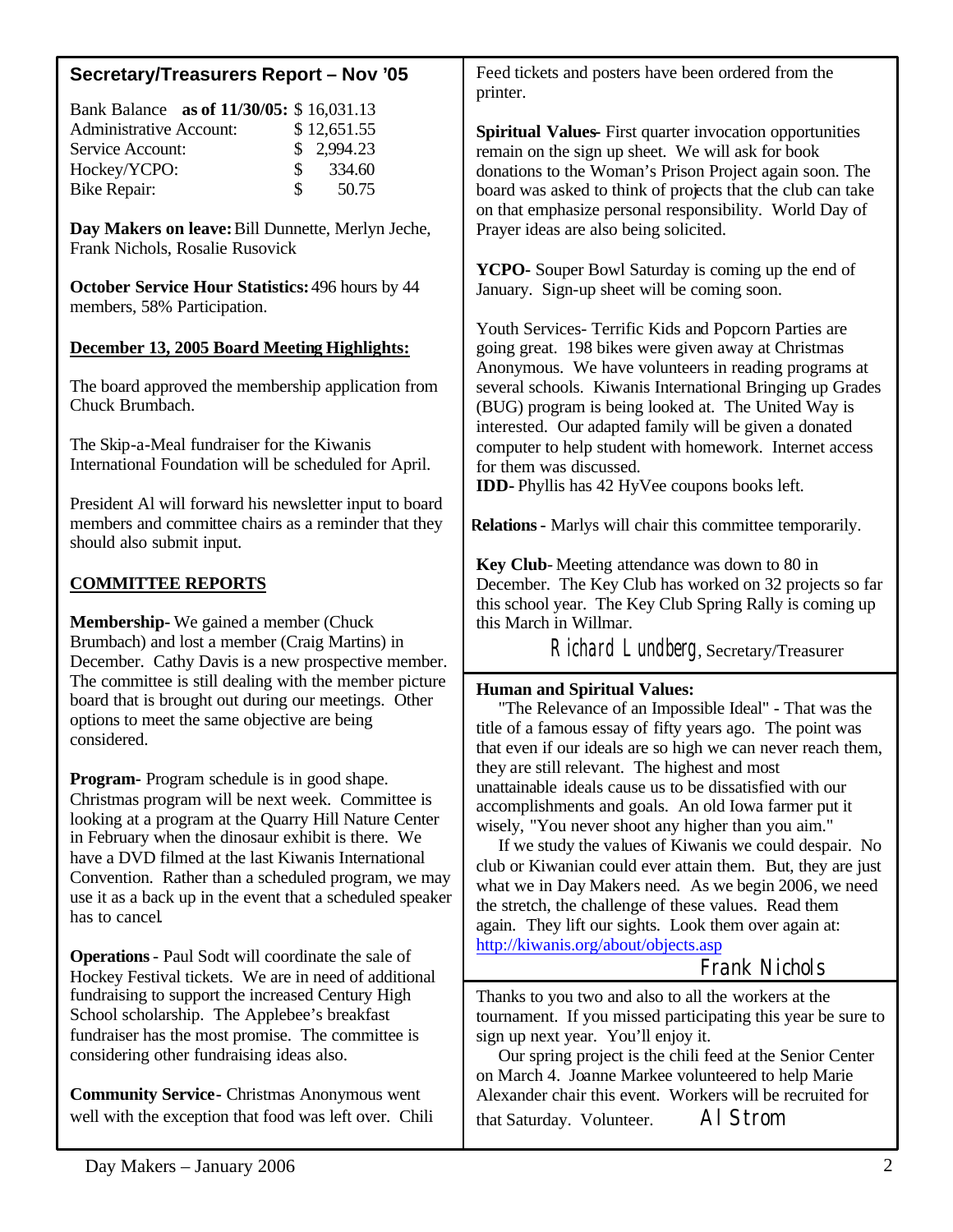## Secretary/Treasurers Report – Nov '05

| Bank Balance **as of 11/30/05:** | $ 16,031.13 |
|---|---|
| Administrative Account: | $ 12,651.55 |
| Service Account: | $ 2,994.23 |
| Hockey/YCPO: | $ 334.60 |
| Bike Repair: | $ 50.75 |

**Day Makers on leave:** Bill Dunnette, Merlyn Jeche, Frank Nichols, Rosalie Rusovick

**October Service Hour Statistics:** 496 hours by 44 members, 58% Participation.

**December 13, 2005 Board Meeting Highlights:**

The board approved the membership application from Chuck Brumbach.

The Skip-a-Meal fundraiser for the Kiwanis International Foundation will be scheduled for April.

President Al will forward his newsletter input to board members and committee chairs as a reminder that they should also submit input.

**COMMITTEE REPORTS**

**Membership-** We gained a member (Chuck Brumbach) and lost a member (Craig Martins) in December. Cathy Davis is a new prospective member. The committee is still dealing with the member picture board that is brought out during our meetings. Other options to meet the same objective are being considered.

**Program-** Program schedule is in good shape. Christmas program will be next week. Committee is looking at a program at the Quarry Hill Nature Center in February when the dinosaur exhibit is there. We have a DVD filmed at the last Kiwanis International Convention. Rather than a scheduled program, we may use it as a back up in the event that a scheduled speaker has to cancel.

**Operations-** Paul Sodt will coordinate the sale of Hockey Festival tickets. We are in need of additional fundraising to support the increased Century High School scholarship. The Applebee's breakfast fundraiser has the most promise. The committee is considering other fundraising ideas also.

**Community Service-** Christmas Anonymous went well with the exception that food was left over. Chili Feed tickets and posters have been ordered from the printer.

**Spiritual Values-** First quarter invocation opportunities remain on the sign up sheet. We will ask for book donations to the Woman's Prison Project again soon. The board was asked to think of projects that the club can take on that emphasize personal responsibility. World Day of Prayer ideas are also being solicited.

**YCPO-** Souper Bowl Saturday is coming up the end of January. Sign-up sheet will be coming soon.

Youth Services- Terrific Kids and Popcorn Parties are going great. 198 bikes were given away at Christmas Anonymous. We have volunteers in reading programs at several schools. Kiwanis International Bringing up Grades (BUG) program is being looked at. The United Way is interested. Our adapted family will be given a donated computer to help student with homework. Internet access for them was discussed.

**IDD-** Phyllis has 42 HyVee coupons books left.

**Relations-** Marlys will chair this committee temporarily.

**Key Club-** Meeting attendance was down to 80 in December. The Key Club has worked on 32 projects so far this school year. The Key Club Spring Rally is coming up this March in Willmar.

*Richard Lundberg*, Secretary/Treasurer

**Human and Spiritual Values:**

"The Relevance of an Impossible Ideal" - That was the title of a famous essay of fifty years ago. The point was that even if our ideals are so high we can never reach them, they are still relevant. The highest and most unattainable ideals cause us to be dissatisfied with our accomplishments and goals. An old Iowa farmer put it wisely, "You never shoot any higher than you aim."

If we study the values of Kiwanis we could despair. No club or Kiwanian could ever attain them. But, they are just what we in Day Makers need. As we begin 2006, we need the stretch, the challenge of these values. Read them again. They lift our sights. Look them over again at: http://kiwanis.org/about/objects.asp

*Frank Nichols*

Thanks to you two and also to all the workers at the tournament. If you missed participating this year be sure to sign up next year. You'll enjoy it.

Our spring project is the chili feed at the Senior Center on March 4. Joanne Markee volunteered to help Marie Alexander chair this event. Workers will be recruited for that Saturday. Volunteer. *Al Strom*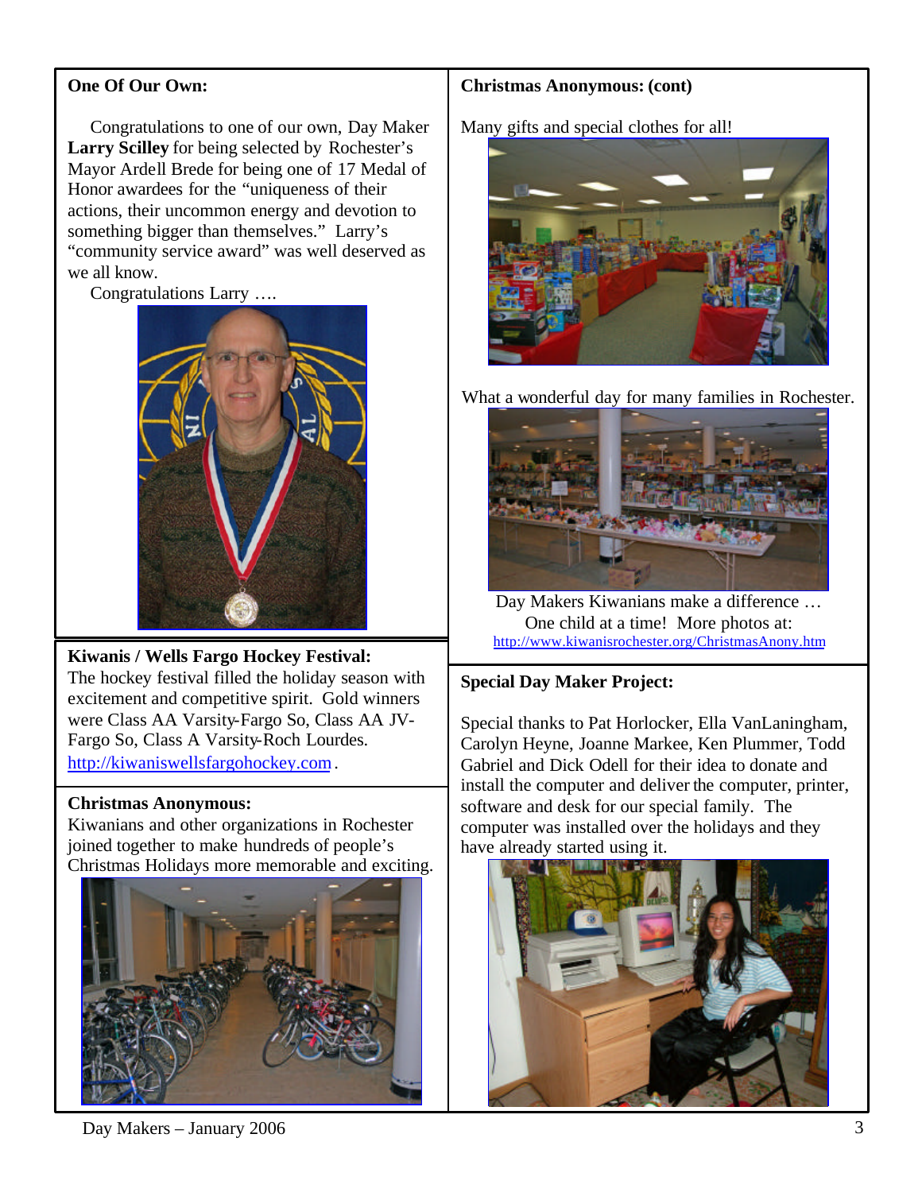## One Of Our Own:

Congratulations to one of our own, Day Maker **Larry Scilley** for being selected by Rochester's Mayor Ardell Brede for being one of 17 Medal of Honor awardees for the "uniqueness of their actions, their uncommon energy and devotion to something bigger than themselves." Larry's "community service award" was well deserved as we all know.

Congratulations Larry ….

## Kiwanis / Wells Fargo Hockey Festival:

The hockey festival filled the holiday season with excitement and competitive spirit. Gold winners were Class AA Varsity-Fargo So, Class AA JV-Fargo So, Class A Varsity-Roch Lourdes. http://kiwaniswellsfargohockey.com.

## Christmas Anonymous:

Kiwanians and other organizations in Rochester joined together to make hundreds of people's Christmas Holidays more memorable and exciting.

## Christmas Anonymous: (cont)

Many gifts and special clothes for all!

What a wonderful day for many families in Rochester.

Day Makers Kiwanians make a difference … One child at a time! More photos at: http://www.kiwanisrochester.org/ChristmasAnony.htm

## Special Day Maker Project:

Special thanks to Pat Horlocker, Ella VanLaningham, Carolyn Heyne, Joanne Markee, Ken Plummer, Todd Gabriel and Dick Odell for their idea to donate and install the computer and deliver the computer, printer, software and desk for our special family. The computer was installed over the holidays and they have already started using it.